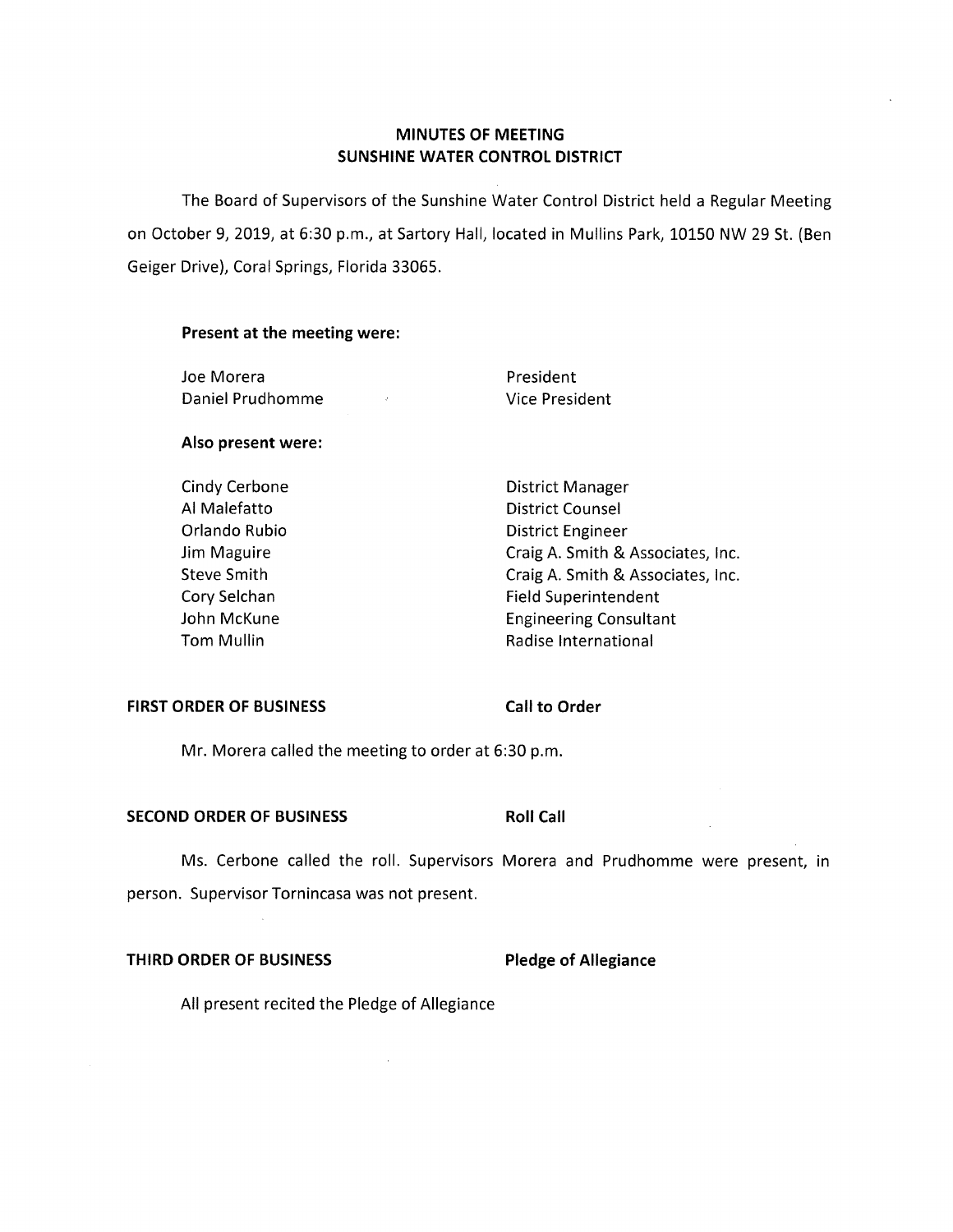# MINUTES OF MEETING
# SUNSHINE WATER CONTROL DISTRICT

The Board of Supervisors of the Sunshine Water Control District held a Regular Meeting on October 9, 2019, at 6:30 p.m., at Sartory Hall, located in Mullins Park, 10150 NW 29 St. (Ben Geiger Drive), Coral Springs, Florida 33065.

**Present at the meeting were:**

| | |
|---|---|
| Joe Morera | President |
| Daniel Prudhomme | Vice President |

**Also present were:**

| | |
|---|---|
| Cindy Cerbone | District Manager |
| Al Malefatto | District Counsel |
| Orlando Rubio | District Engineer |
| Jim Maguire | Craig A. Smith & Associates, Inc. |
| Steve Smith | Craig A. Smith & Associates, Inc. |
| Cory Selchan | Field Superintendent |
| John McKune | Engineering Consultant |
| Tom Mullin | Radise International |

**FIRST ORDER OF BUSINESS** **Call to Order**

Mr. Morera called the meeting to order at 6:30 p.m.

**SECOND ORDER OF BUSINESS** **Roll Call**

Ms. Cerbone called the roll. Supervisors Morera and Prudhomme were present, in person. Supervisor Tornincasa was not present.

**THIRD ORDER OF BUSINESS** **Pledge of Allegiance**

All present recited the Pledge of Allegiance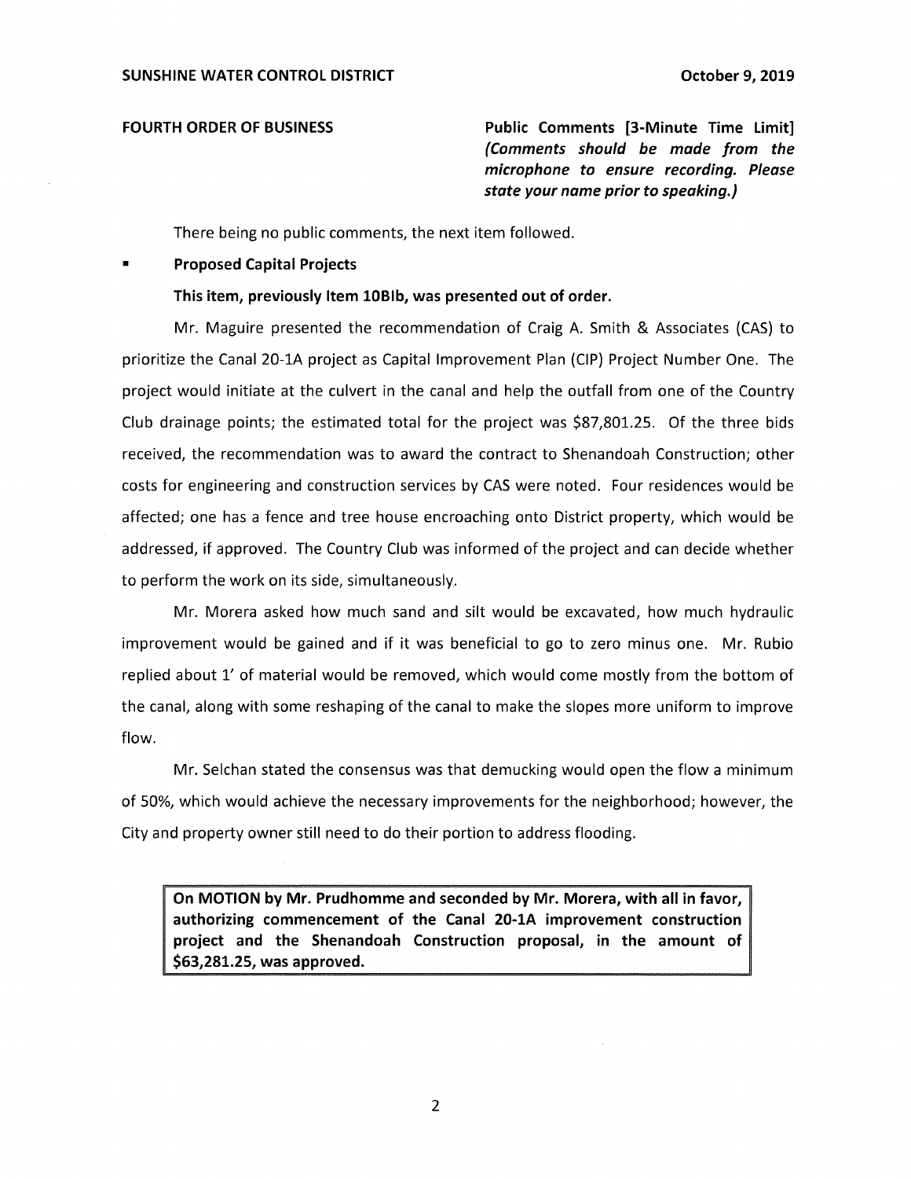**FOURTH ORDER OF BUSINESS** **Public Comments [3-Minute Time Limit]** ***(Comments should be made from the microphone to ensure recording. Please state your name prior to speaking.)***

There being no public comments, the next item followed.

- **Proposed Capital Projects**

  **This item, previously Item 10BIb, was presented out of order.**

Mr. Maguire presented the recommendation of Craig A. Smith & Associates (CAS) to prioritize the Canal 20-1A project as Capital Improvement Plan (CIP) Project Number One. The project would initiate at the culvert in the canal and help the outfall from one of the Country Club drainage points; the estimated total for the project was $87,801.25. Of the three bids received, the recommendation was to award the contract to Shenandoah Construction; other costs for engineering and construction services by CAS were noted. Four residences would be affected; one has a fence and tree house encroaching onto District property, which would be addressed, if approved. The Country Club was informed of the project and can decide whether to perform the work on its side, simultaneously.

Mr. Morera asked how much sand and silt would be excavated, how much hydraulic improvement would be gained and if it was beneficial to go to zero minus one. Mr. Rubio replied about 1' of material would be removed, which would come mostly from the bottom of the canal, along with some reshaping of the canal to make the slopes more uniform to improve flow.

Mr. Selchan stated the consensus was that demucking would open the flow a minimum of 50%, which would achieve the necessary improvements for the neighborhood; however, the City and property owner still need to do their portion to address flooding.

> **On MOTION by Mr. Prudhomme and seconded by Mr. Morera, with all in favor, authorizing commencement of the Canal 20-1A improvement construction project and the Shenandoah Construction proposal, in the amount of $63,281.25, was approved.**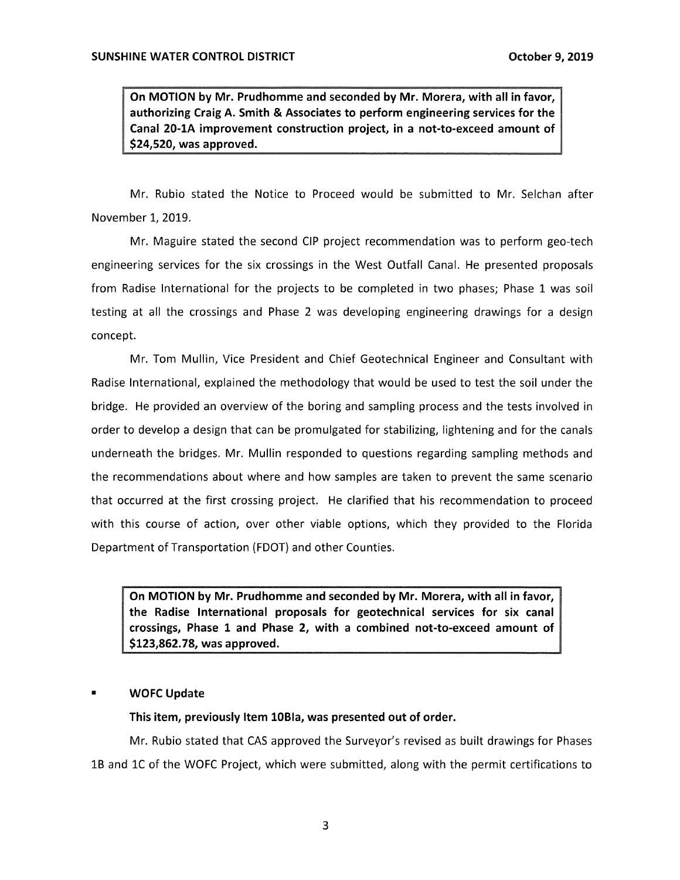**On MOTION by Mr. Prudhomme and seconded by Mr. Morera, with all in favor, authorizing Craig A. Smith & Associates to perform engineering services for the Canal 20-1A improvement construction project, in a not-to-exceed amount of $24,520, was approved.**

Mr. Rubio stated the Notice to Proceed would be submitted to Mr. Selchan after November 1, 2019.

Mr. Maguire stated the second CIP project recommendation was to perform geo-tech engineering services for the six crossings in the West Outfall Canal. He presented proposals from Radise International for the projects to be completed in two phases; Phase 1 was soil testing at all the crossings and Phase 2 was developing engineering drawings for a design concept.

Mr. Tom Mullin, Vice President and Chief Geotechnical Engineer and Consultant with Radise International, explained the methodology that would be used to test the soil under the bridge. He provided an overview of the boring and sampling process and the tests involved in order to develop a design that can be promulgated for stabilizing, lightening and for the canals underneath the bridges. Mr. Mullin responded to questions regarding sampling methods and the recommendations about where and how samples are taken to prevent the same scenario that occurred at the first crossing project. He clarified that his recommendation to proceed with this course of action, over other viable options, which they provided to the Florida Department of Transportation (FDOT) and other Counties.

**On MOTION by Mr. Prudhomme and seconded by Mr. Morera, with all in favor, the Radise International proposals for geotechnical services for six canal crossings, Phase 1 and Phase 2, with a combined not-to-exceed amount of $123,862.78, was approved.**

- **WOFC Update**

**This item, previously Item 10BIa, was presented out of order.**

Mr. Rubio stated that CAS approved the Surveyor's revised as built drawings for Phases 1B and 1C of the WOFC Project, which were submitted, along with the permit certifications to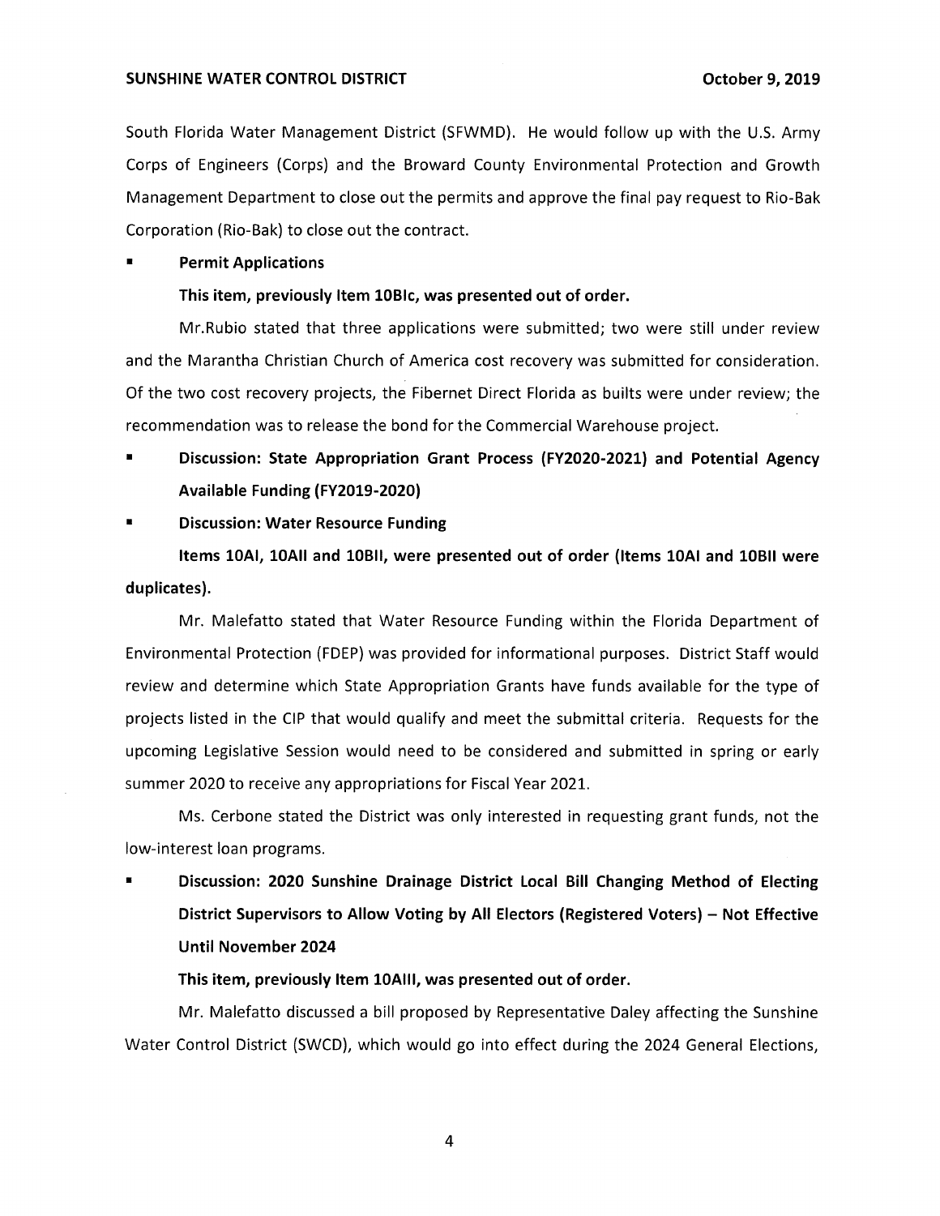South Florida Water Management District (SFWMD). He would follow up with the U.S. Army Corps of Engineers (Corps) and the Broward County Environmental Protection and Growth Management Department to close out the permits and approve the final pay request to Rio-Bak Corporation (Rio-Bak) to close out the contract.

- **Permit Applications**

  **This item, previously Item 10BIc, was presented out of order.**

  Mr.Rubio stated that three applications were submitted; two were still under review and the Marantha Christian Church of America cost recovery was submitted for consideration. Of the two cost recovery projects, the Fibernet Direct Florida as builts were under review; the recommendation was to release the bond for the Commercial Warehouse project.

- **Discussion: State Appropriation Grant Process (FY2020-2021) and Potential Agency Available Funding (FY2019-2020)**

- **Discussion: Water Resource Funding**

  **Items 10AI, 10AII and 10BII, were presented out of order (Items 10AI and 10BII were duplicates).**

  Mr. Malefatto stated that Water Resource Funding within the Florida Department of Environmental Protection (FDEP) was provided for informational purposes. District Staff would review and determine which State Appropriation Grants have funds available for the type of projects listed in the CIP that would qualify and meet the submittal criteria. Requests for the upcoming Legislative Session would need to be considered and submitted in spring or early summer 2020 to receive any appropriations for Fiscal Year 2021.

  Ms. Cerbone stated the District was only interested in requesting grant funds, not the low-interest loan programs.

- **Discussion: 2020 Sunshine Drainage District Local Bill Changing Method of Electing District Supervisors to Allow Voting by All Electors (Registered Voters) – Not Effective Until November 2024**

  **This item, previously Item 10AIII, was presented out of order.**

  Mr. Malefatto discussed a bill proposed by Representative Daley affecting the Sunshine Water Control District (SWCD), which would go into effect during the 2024 General Elections,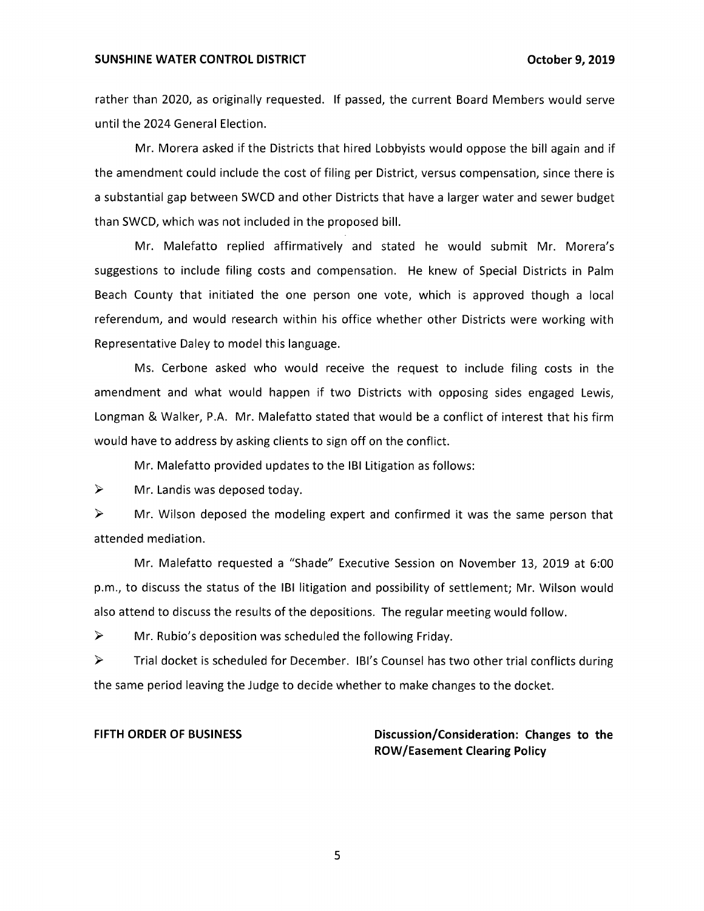rather than 2020, as originally requested. If passed, the current Board Members would serve until the 2024 General Election.

Mr. Morera asked if the Districts that hired Lobbyists would oppose the bill again and if the amendment could include the cost of filing per District, versus compensation, since there is a substantial gap between SWCD and other Districts that have a larger water and sewer budget than SWCD, which was not included in the proposed bill.

Mr. Malefatto replied affirmatively and stated he would submit Mr. Morera's suggestions to include filing costs and compensation. He knew of Special Districts in Palm Beach County that initiated the one person one vote, which is approved though a local referendum, and would research within his office whether other Districts were working with Representative Daley to model this language.

Ms. Cerbone asked who would receive the request to include filing costs in the amendment and what would happen if two Districts with opposing sides engaged Lewis, Longman & Walker, P.A. Mr. Malefatto stated that would be a conflict of interest that his firm would have to address by asking clients to sign off on the conflict.

Mr. Malefatto provided updates to the IBI Litigation as follows:

- Mr. Landis was deposed today.
- Mr. Wilson deposed the modeling expert and confirmed it was the same person that attended mediation.

Mr. Malefatto requested a "Shade" Executive Session on November 13, 2019 at 6:00 p.m., to discuss the status of the IBI litigation and possibility of settlement; Mr. Wilson would also attend to discuss the results of the depositions. The regular meeting would follow.

- Mr. Rubio's deposition was scheduled the following Friday.
- Trial docket is scheduled for December. IBI's Counsel has two other trial conflicts during the same period leaving the Judge to decide whether to make changes to the docket.

**FIFTH ORDER OF BUSINESS** | **Discussion/Consideration: Changes to the ROW/Easement Clearing Policy**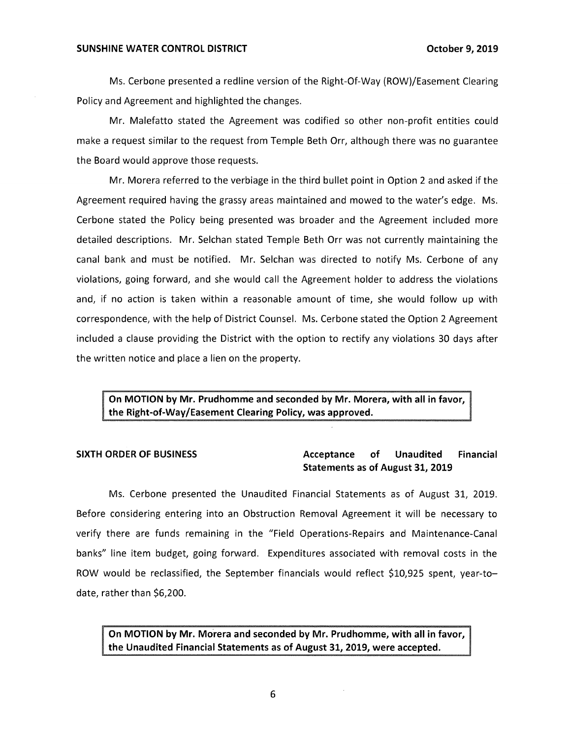Ms. Cerbone presented a redline version of the Right-Of-Way (ROW)/Easement Clearing Policy and Agreement and highlighted the changes.

Mr. Malefatto stated the Agreement was codified so other non-profit entities could make a request similar to the request from Temple Beth Orr, although there was no guarantee the Board would approve those requests.

Mr. Morera referred to the verbiage in the third bullet point in Option 2 and asked if the Agreement required having the grassy areas maintained and mowed to the water's edge. Ms. Cerbone stated the Policy being presented was broader and the Agreement included more detailed descriptions. Mr. Selchan stated Temple Beth Orr was not currently maintaining the canal bank and must be notified. Mr. Selchan was directed to notify Ms. Cerbone of any violations, going forward, and she would call the Agreement holder to address the violations and, if no action is taken within a reasonable amount of time, she would follow up with correspondence, with the help of District Counsel. Ms. Cerbone stated the Option 2 Agreement included a clause providing the District with the option to rectify any violations 30 days after the written notice and place a lien on the property.

**On MOTION by Mr. Prudhomme and seconded by Mr. Morera, with all in favor, the Right-of-Way/Easement Clearing Policy, was approved.**

**SIXTH ORDER OF BUSINESS** — **Acceptance of Unaudited Financial Statements as of August 31, 2019**

Ms. Cerbone presented the Unaudited Financial Statements as of August 31, 2019. Before considering entering into an Obstruction Removal Agreement it will be necessary to verify there are funds remaining in the "Field Operations-Repairs and Maintenance-Canal banks" line item budget, going forward. Expenditures associated with removal costs in the ROW would be reclassified, the September financials would reflect $10,925 spent, year-to-date, rather than $6,200.

**On MOTION by Mr. Morera and seconded by Mr. Prudhomme, with all in favor, the Unaudited Financial Statements as of August 31, 2019, were accepted.**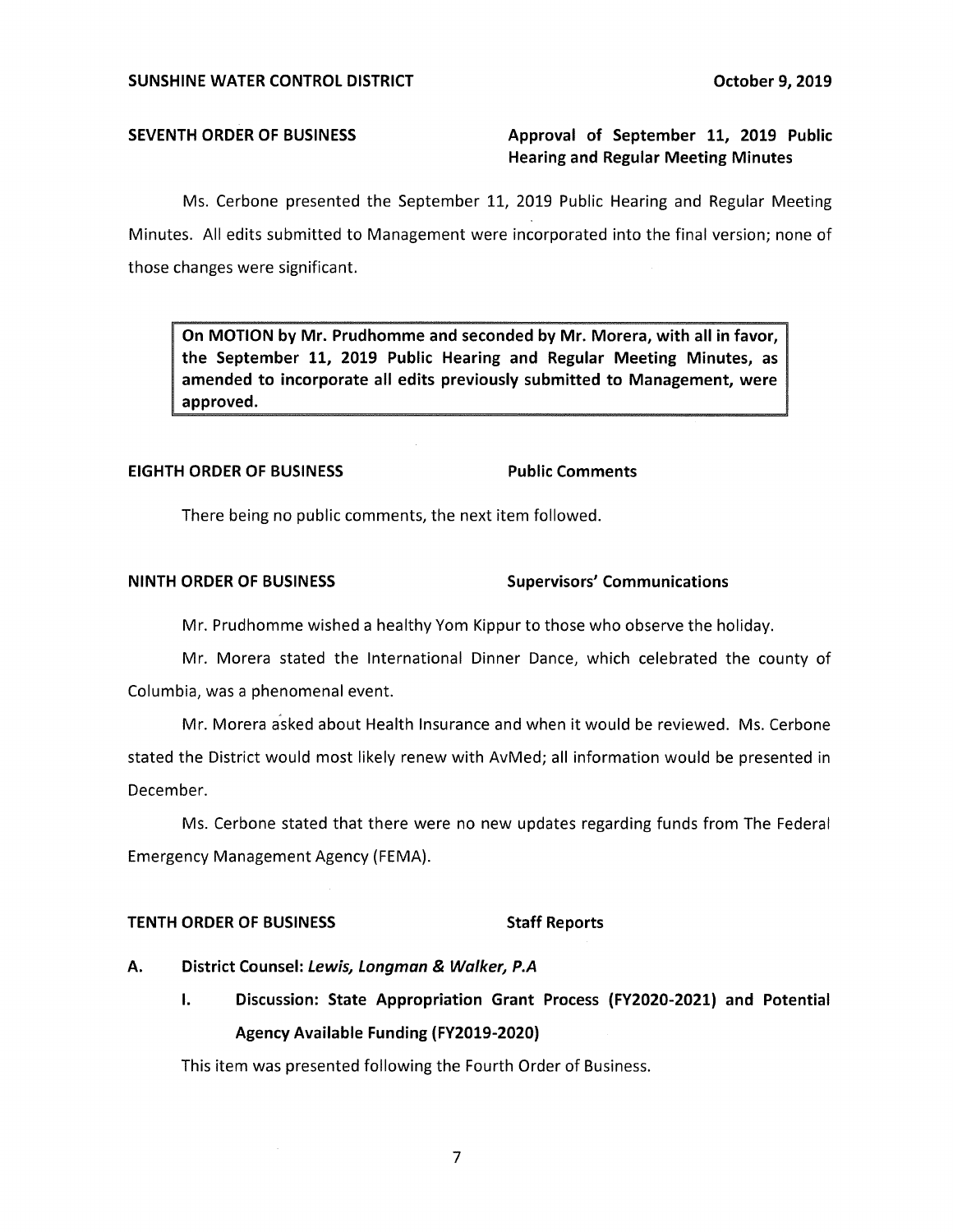**SEVENTH ORDER OF BUSINESS** **Approval of September 11, 2019 Public Hearing and Regular Meeting Minutes**

Ms. Cerbone presented the September 11, 2019 Public Hearing and Regular Meeting Minutes. All edits submitted to Management were incorporated into the final version; none of those changes were significant.

> **On MOTION by Mr. Prudhomme and seconded by Mr. Morera, with all in favor, the September 11, 2019 Public Hearing and Regular Meeting Minutes, as amended to incorporate all edits previously submitted to Management, were approved.**

**EIGHTH ORDER OF BUSINESS** **Public Comments**

There being no public comments, the next item followed.

**NINTH ORDER OF BUSINESS** **Supervisors' Communications**

Mr. Prudhomme wished a healthy Yom Kippur to those who observe the holiday.

Mr. Morera stated the International Dinner Dance, which celebrated the county of Columbia, was a phenomenal event.

Mr. Morera asked about Health Insurance and when it would be reviewed. Ms. Cerbone stated the District would most likely renew with AvMed; all information would be presented in December.

Ms. Cerbone stated that there were no new updates regarding funds from The Federal Emergency Management Agency (FEMA).

**TENTH ORDER OF BUSINESS** **Staff Reports**

**A. District Counsel: *Lewis, Longman & Walker, P.A***

**I. Discussion: State Appropriation Grant Process (FY2020-2021) and Potential Agency Available Funding (FY2019-2020)**

This item was presented following the Fourth Order of Business.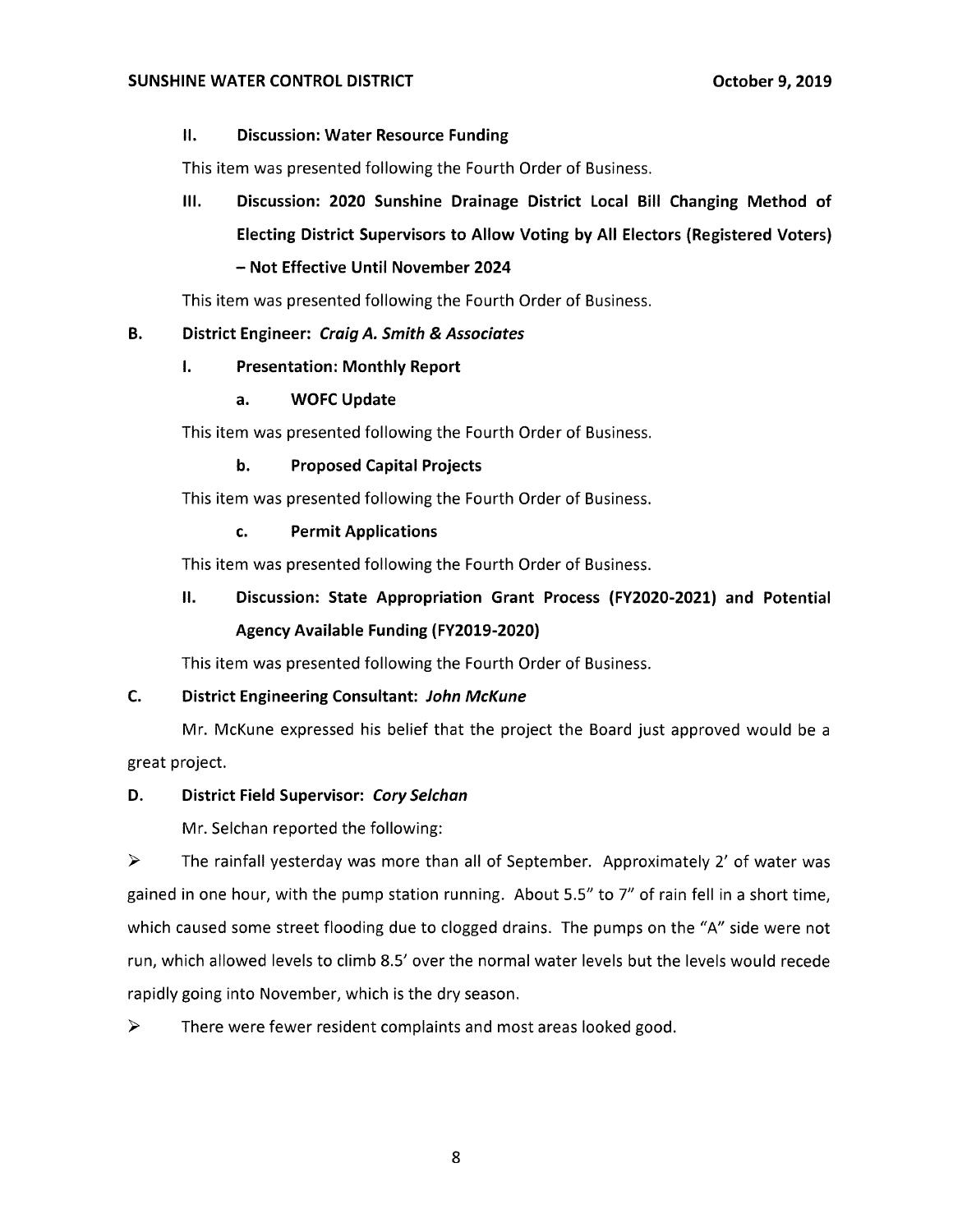### II. Discussion: Water Resource Funding

This item was presented following the Fourth Order of Business.

### III. Discussion: 2020 Sunshine Drainage District Local Bill Changing Method of Electing District Supervisors to Allow Voting by All Electors (Registered Voters) – Not Effective Until November 2024

This item was presented following the Fourth Order of Business.

## B. District Engineer: *Craig A. Smith & Associates*

### I. Presentation: Monthly Report

#### a. WOFC Update

This item was presented following the Fourth Order of Business.

#### b. Proposed Capital Projects

This item was presented following the Fourth Order of Business.

#### c. Permit Applications

This item was presented following the Fourth Order of Business.

### II. Discussion: State Appropriation Grant Process (FY2020-2021) and Potential Agency Available Funding (FY2019-2020)

This item was presented following the Fourth Order of Business.

## C. District Engineering Consultant: *John McKune*

Mr. McKune expressed his belief that the project the Board just approved would be a great project.

## D. District Field Supervisor: *Cory Selchan*

Mr. Selchan reported the following:

- The rainfall yesterday was more than all of September. Approximately 2' of water was gained in one hour, with the pump station running. About 5.5" to 7" of rain fell in a short time, which caused some street flooding due to clogged drains. The pumps on the "A" side were not run, which allowed levels to climb 8.5' over the normal water levels but the levels would recede rapidly going into November, which is the dry season.
- There were fewer resident complaints and most areas looked good.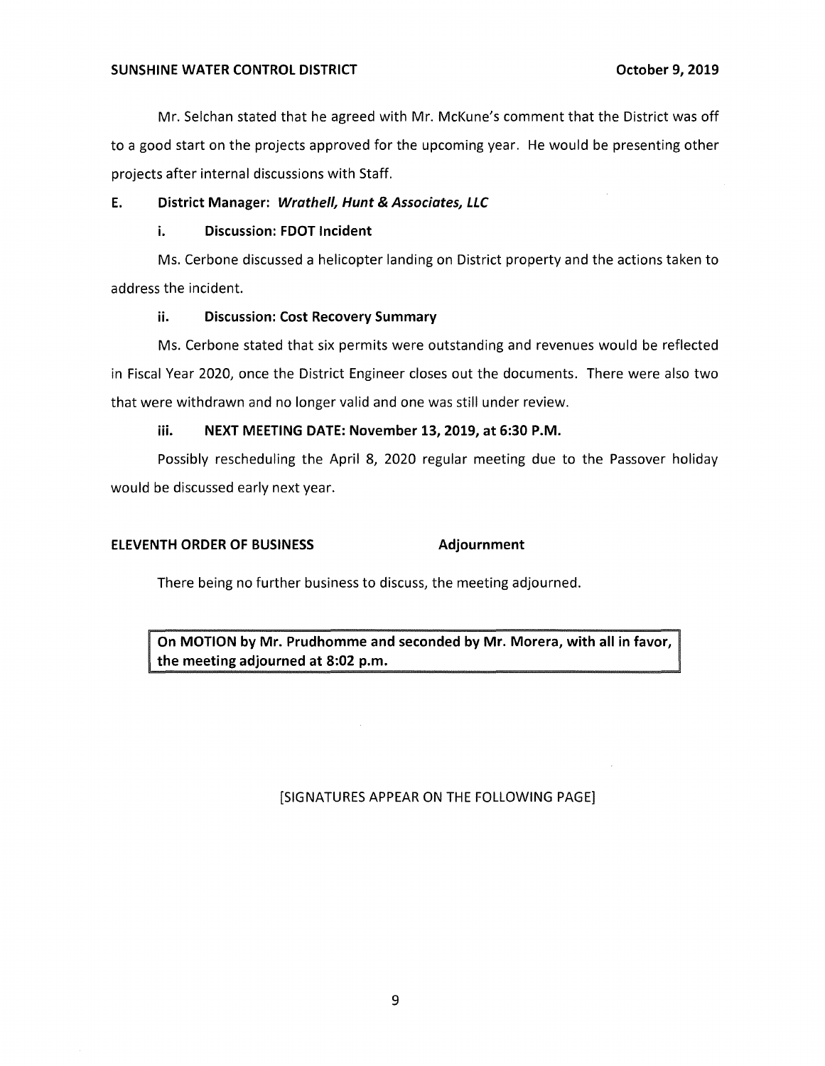Mr. Selchan stated that he agreed with Mr. McKune's comment that the District was off to a good start on the projects approved for the upcoming year. He would be presenting other projects after internal discussions with Staff.

**E. District Manager: *Wrathell, Hunt & Associates, LLC***

**i. Discussion: FDOT Incident**

Ms. Cerbone discussed a helicopter landing on District property and the actions taken to address the incident.

**ii. Discussion: Cost Recovery Summary**

Ms. Cerbone stated that six permits were outstanding and revenues would be reflected in Fiscal Year 2020, once the District Engineer closes out the documents. There were also two that were withdrawn and no longer valid and one was still under review.

**iii. NEXT MEETING DATE: November 13, 2019, at 6:30 P.M.**

Possibly rescheduling the April 8, 2020 regular meeting due to the Passover holiday would be discussed early next year.

**ELEVENTH ORDER OF BUSINESS** **Adjournment**

There being no further business to discuss, the meeting adjourned.

**On MOTION by Mr. Prudhomme and seconded by Mr. Morera, with all in favor, the meeting adjourned at 8:02 p.m.**

[SIGNATURES APPEAR ON THE FOLLOWING PAGE]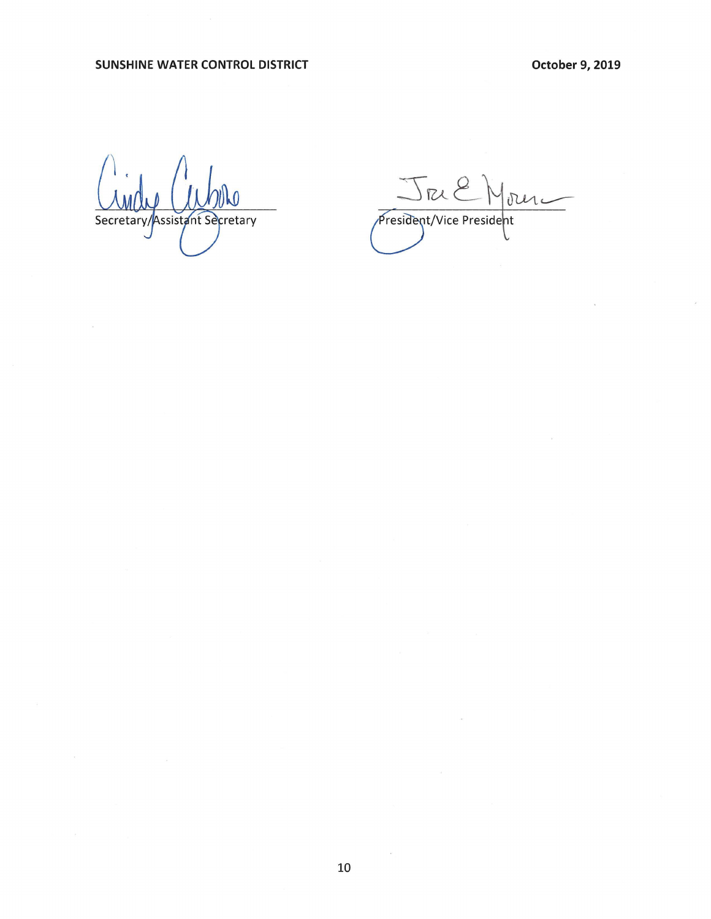**SUNSHINE WATER CONTROL DISTRICT** **October 9, 2019**

\_\_\_\_\_\_\_\_\_\_\_\_\_\_\_\_\_\_\_\_\_\_\_\_\_\_\_\_\_\_\_\_
Secretary/Assistant Secretary

\_\_\_\_\_\_\_\_\_\_\_\_\_\_\_\_\_\_\_\_\_\_\_\_\_\_\_\_\_\_\_\_
President/Vice President